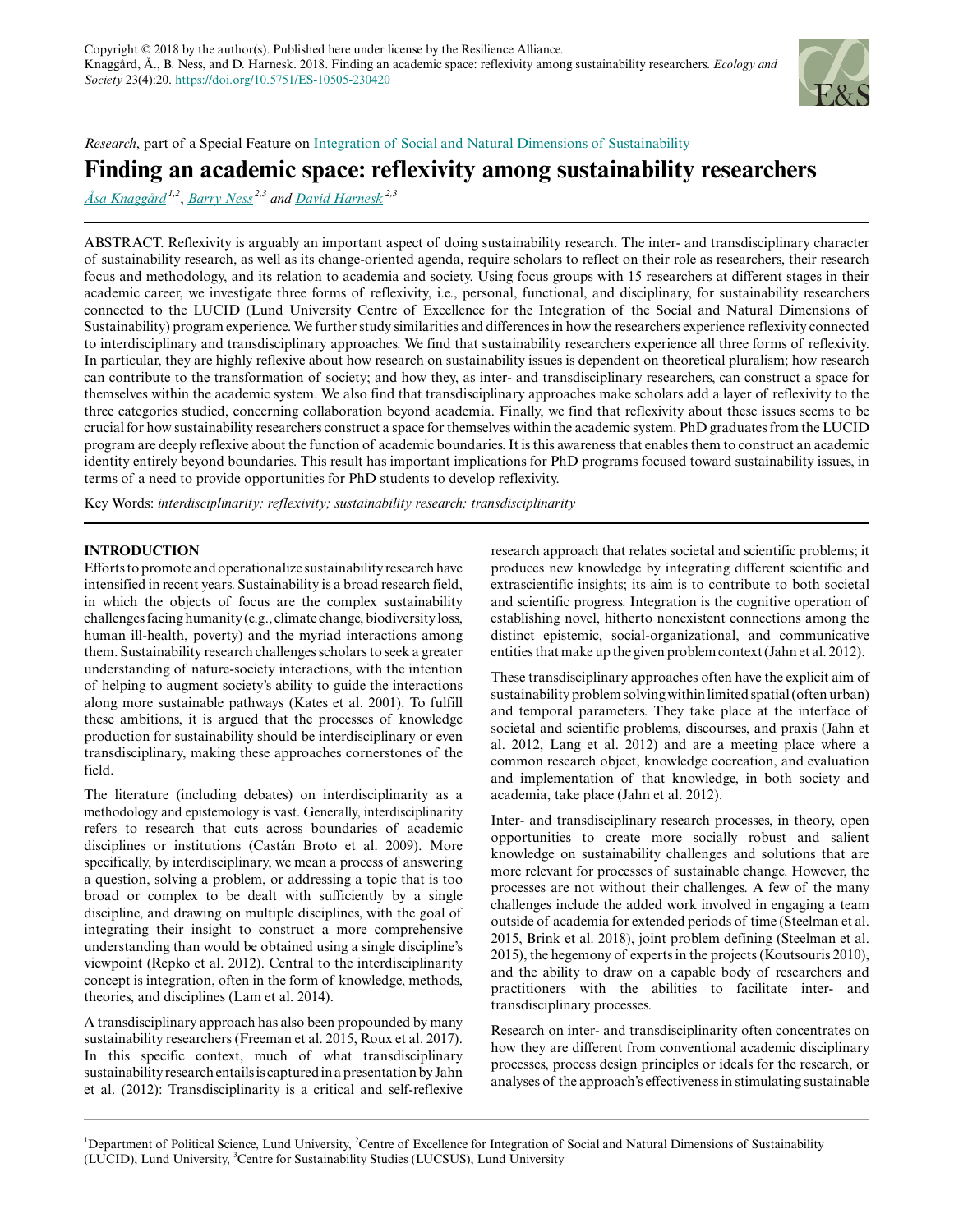Copyright © 2018 by the author(s). Published here under license by the Resilience Alliance.
Knaggård, Å., B. Ness, and D. Harnesk. 2018. Finding an academic space: reflexivity among sustainability researchers. *Ecology and Society* 23(4):20. https://doi.org/10.5751/ES-10505-230420

*Research*, part of a Special Feature on Integration of Social and Natural Dimensions of Sustainability

# Finding an academic space: reflexivity among sustainability researchers

Åsa Knaggård[1,2], Barry Ness[2,3] and David Harnesk[2,3]

ABSTRACT. Reflexivity is arguably an important aspect of doing sustainability research. The inter- and transdisciplinary character of sustainability research, as well as its change-oriented agenda, require scholars to reflect on their role as researchers, their research focus and methodology, and its relation to academia and society. Using focus groups with 15 researchers at different stages in their academic career, we investigate three forms of reflexivity, i.e., personal, functional, and disciplinary, for sustainability researchers connected to the LUCID (Lund University Centre of Excellence for the Integration of the Social and Natural Dimensions of Sustainability) program experience. We further study similarities and differences in how the researchers experience reflexivity connected to interdisciplinary and transdisciplinary approaches. We find that sustainability researchers experience all three forms of reflexivity. In particular, they are highly reflexive about how research on sustainability issues is dependent on theoretical pluralism; how research can contribute to the transformation of society; and how they, as inter- and transdisciplinary researchers, can construct a space for themselves within the academic system. We also find that transdisciplinary approaches make scholars add a layer of reflexivity to the three categories studied, concerning collaboration beyond academia. Finally, we find that reflexivity about these issues seems to be crucial for how sustainability researchers construct a space for themselves within the academic system. PhD graduates from the LUCID program are deeply reflexive about the function of academic boundaries. It is this awareness that enables them to construct an academic identity entirely beyond boundaries. This result has important implications for PhD programs focused toward sustainability issues, in terms of a need to provide opportunities for PhD students to develop reflexivity.

Key Words: *interdisciplinarity; reflexivity; sustainability research; transdisciplinarity*

## INTRODUCTION

Efforts to promote and operationalize sustainability research have intensified in recent years. Sustainability is a broad research field, in which the objects of focus are the complex sustainability challenges facing humanity (e.g., climate change, biodiversity loss, human ill-health, poverty) and the myriad interactions among them. Sustainability research challenges scholars to seek a greater understanding of nature-society interactions, with the intention of helping to augment society's ability to guide the interactions along more sustainable pathways (Kates et al. 2001). To fulfill these ambitions, it is argued that the processes of knowledge production for sustainability should be interdisciplinary or even transdisciplinary, making these approaches cornerstones of the field.

The literature (including debates) on interdisciplinarity as a methodology and epistemology is vast. Generally, interdisciplinarity refers to research that cuts across boundaries of academic disciplines or institutions (Castán Broto et al. 2009). More specifically, by interdisciplinary, we mean a process of answering a question, solving a problem, or addressing a topic that is too broad or complex to be dealt with sufficiently by a single discipline, and drawing on multiple disciplines, with the goal of integrating their insight to construct a more comprehensive understanding than would be obtained using a single discipline's viewpoint (Repko et al. 2012). Central to the interdisciplinarity concept is integration, often in the form of knowledge, methods, theories, and disciplines (Lam et al. 2014).

A transdisciplinary approach has also been propounded by many sustainability researchers (Freeman et al. 2015, Roux et al. 2017). In this specific context, much of what transdisciplinary sustainability research entails is captured in a presentation by Jahn et al. (2012): Transdisciplinarity is a critical and self-reflexive research approach that relates societal and scientific problems; it produces new knowledge by integrating different scientific and extrascientific insights; its aim is to contribute to both societal and scientific progress. Integration is the cognitive operation of establishing novel, hitherto nonexistent connections among the distinct epistemic, social-organizational, and communicative entities that make up the given problem context (Jahn et al. 2012).

These transdisciplinary approaches often have the explicit aim of sustainability problem solving within limited spatial (often urban) and temporal parameters. They take place at the interface of societal and scientific problems, discourses, and praxis (Jahn et al. 2012, Lang et al. 2012) and are a meeting place where a common research object, knowledge cocreation, and evaluation and implementation of that knowledge, in both society and academia, take place (Jahn et al. 2012).

Inter- and transdisciplinary research processes, in theory, open opportunities to create more socially robust and salient knowledge on sustainability challenges and solutions that are more relevant for processes of sustainable change. However, the processes are not without their challenges. A few of the many challenges include the added work involved in engaging a team outside of academia for extended periods of time (Steelman et al. 2015, Brink et al. 2018), joint problem defining (Steelman et al. 2015), the hegemony of experts in the projects (Koutsouris 2010), and the ability to draw on a capable body of researchers and practitioners with the abilities to facilitate inter- and transdisciplinary processes.

Research on inter- and transdisciplinarity often concentrates on how they are different from conventional academic disciplinary processes, process design principles or ideals for the research, or analyses of the approach's effectiveness in stimulating sustainable

[1]Department of Political Science, Lund University, [2]Centre of Excellence for Integration of Social and Natural Dimensions of Sustainability (LUCID), Lund University, [3]Centre for Sustainability Studies (LUCSUS), Lund University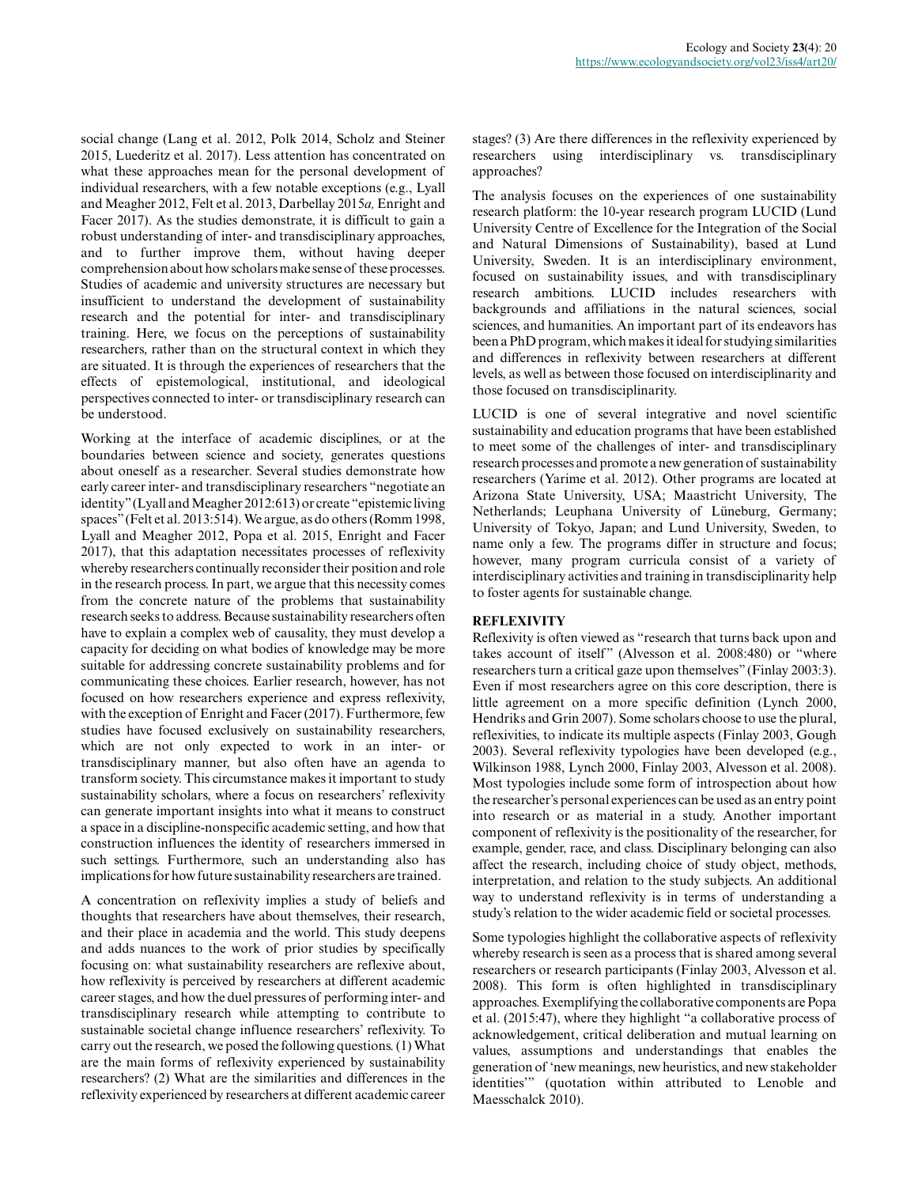social change (Lang et al. 2012, Polk 2014, Scholz and Steiner 2015, Luederitz et al. 2017). Less attention has concentrated on what these approaches mean for the personal development of individual researchers, with a few notable exceptions (e.g., Lyall and Meagher 2012, Felt et al. 2013, Darbellay 2015*a,* Enright and Facer 2017). As the studies demonstrate, it is difficult to gain a robust understanding of inter- and transdisciplinary approaches, and to further improve them, without having deeper comprehension about how scholars make sense of these processes. Studies of academic and university structures are necessary but insufficient to understand the development of sustainability research and the potential for inter- and transdisciplinary training. Here, we focus on the perceptions of sustainability researchers, rather than on the structural context in which they are situated. It is through the experiences of researchers that the effects of epistemological, institutional, and ideological perspectives connected to inter- or transdisciplinary research can be understood.

Working at the interface of academic disciplines, or at the boundaries between science and society, generates questions about oneself as a researcher. Several studies demonstrate how early career inter- and transdisciplinary researchers "negotiate an identity" (Lyall and Meagher 2012:613) or create "epistemic living spaces" (Felt et al. 2013:514). We argue, as do others (Romm 1998, Lyall and Meagher 2012, Popa et al. 2015, Enright and Facer 2017), that this adaptation necessitates processes of reflexivity whereby researchers continually reconsider their position and role in the research process. In part, we argue that this necessity comes from the concrete nature of the problems that sustainability research seeks to address. Because sustainability researchers often have to explain a complex web of causality, they must develop a capacity for deciding on what bodies of knowledge may be more suitable for addressing concrete sustainability problems and for communicating these choices. Earlier research, however, has not focused on how researchers experience and express reflexivity, with the exception of Enright and Facer (2017). Furthermore, few studies have focused exclusively on sustainability researchers, which are not only expected to work in an inter- or transdisciplinary manner, but also often have an agenda to transform society. This circumstance makes it important to study sustainability scholars, where a focus on researchers' reflexivity can generate important insights into what it means to construct a space in a discipline-nonspecific academic setting, and how that construction influences the identity of researchers immersed in such settings. Furthermore, such an understanding also has implications for how future sustainability researchers are trained.

A concentration on reflexivity implies a study of beliefs and thoughts that researchers have about themselves, their research, and their place in academia and the world. This study deepens and adds nuances to the work of prior studies by specifically focusing on: what sustainability researchers are reflexive about, how reflexivity is perceived by researchers at different academic career stages, and how the duel pressures of performing inter- and transdisciplinary research while attempting to contribute to sustainable societal change influence researchers' reflexivity. To carry out the research, we posed the following questions. (1) What are the main forms of reflexivity experienced by sustainability researchers? (2) What are the similarities and differences in the reflexivity experienced by researchers at different academic career stages? (3) Are there differences in the reflexivity experienced by researchers using interdisciplinary vs. transdisciplinary approaches?

The analysis focuses on the experiences of one sustainability research platform: the 10-year research program LUCID (Lund University Centre of Excellence for the Integration of the Social and Natural Dimensions of Sustainability), based at Lund University, Sweden. It is an interdisciplinary environment, focused on sustainability issues, and with transdisciplinary research ambitions. LUCID includes researchers with backgrounds and affiliations in the natural sciences, social sciences, and humanities. An important part of its endeavors has been a PhD program, which makes it ideal for studying similarities and differences in reflexivity between researchers at different levels, as well as between those focused on interdisciplinarity and those focused on transdisciplinarity.

LUCID is one of several integrative and novel scientific sustainability and education programs that have been established to meet some of the challenges of inter- and transdisciplinary research processes and promote a new generation of sustainability researchers (Yarime et al. 2012). Other programs are located at Arizona State University, USA; Maastricht University, The Netherlands; Leuphana University of Lüneburg, Germany; University of Tokyo, Japan; and Lund University, Sweden, to name only a few. The programs differ in structure and focus; however, many program curricula consist of a variety of interdisciplinary activities and training in transdisciplinarity help to foster agents for sustainable change.

## REFLEXIVITY

Reflexivity is often viewed as "research that turns back upon and takes account of itself" (Alvesson et al. 2008:480) or "where researchers turn a critical gaze upon themselves" (Finlay 2003:3). Even if most researchers agree on this core description, there is little agreement on a more specific definition (Lynch 2000, Hendriks and Grin 2007). Some scholars choose to use the plural, reflexivities, to indicate its multiple aspects (Finlay 2003, Gough 2003). Several reflexivity typologies have been developed (e.g., Wilkinson 1988, Lynch 2000, Finlay 2003, Alvesson et al. 2008). Most typologies include some form of introspection about how the researcher's personal experiences can be used as an entry point into research or as material in a study. Another important component of reflexivity is the positionality of the researcher, for example, gender, race, and class. Disciplinary belonging can also affect the research, including choice of study object, methods, interpretation, and relation to the study subjects. An additional way to understand reflexivity is in terms of understanding a study's relation to the wider academic field or societal processes.

Some typologies highlight the collaborative aspects of reflexivity whereby research is seen as a process that is shared among several researchers or research participants (Finlay 2003, Alvesson et al. 2008). This form is often highlighted in transdisciplinary approaches. Exemplifying the collaborative components are Popa et al. (2015:47), where they highlight "a collaborative process of acknowledgement, critical deliberation and mutual learning on values, assumptions and understandings that enables the generation of 'new meanings, new heuristics, and new stakeholder identities'" (quotation within attributed to Lenoble and Maesschalck 2010).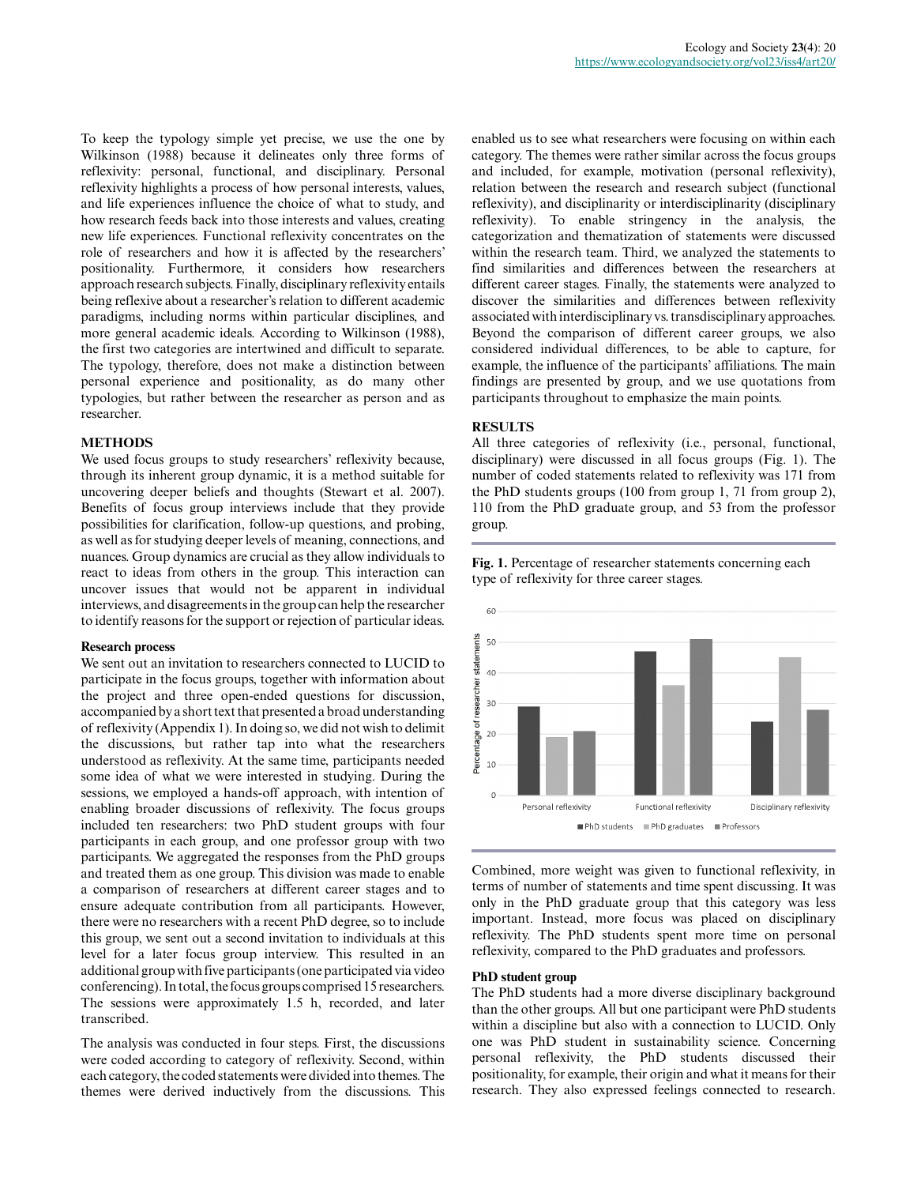To keep the typology simple yet precise, we use the one by Wilkinson (1988) because it delineates only three forms of reflexivity: personal, functional, and disciplinary. Personal reflexivity highlights a process of how personal interests, values, and life experiences influence the choice of what to study, and how research feeds back into those interests and values, creating new life experiences. Functional reflexivity concentrates on the role of researchers and how it is affected by the researchers' positionality. Furthermore, it considers how researchers approach research subjects. Finally, disciplinary reflexivity entails being reflexive about a researcher's relation to different academic paradigms, including norms within particular disciplines, and more general academic ideals. According to Wilkinson (1988), the first two categories are intertwined and difficult to separate. The typology, therefore, does not make a distinction between personal experience and positionality, as do many other typologies, but rather between the researcher as person and as researcher.

## METHODS

We used focus groups to study researchers' reflexivity because, through its inherent group dynamic, it is a method suitable for uncovering deeper beliefs and thoughts (Stewart et al. 2007). Benefits of focus group interviews include that they provide possibilities for clarification, follow-up questions, and probing, as well as for studying deeper levels of meaning, connections, and nuances. Group dynamics are crucial as they allow individuals to react to ideas from others in the group. This interaction can uncover issues that would not be apparent in individual interviews, and disagreements in the group can help the researcher to identify reasons for the support or rejection of particular ideas.

### Research process

We sent out an invitation to researchers connected to LUCID to participate in the focus groups, together with information about the project and three open-ended questions for discussion, accompanied by a short text that presented a broad understanding of reflexivity (Appendix 1). In doing so, we did not wish to delimit the discussions, but rather tap into what the researchers understood as reflexivity. At the same time, participants needed some idea of what we were interested in studying. During the sessions, we employed a hands-off approach, with intention of enabling broader discussions of reflexivity. The focus groups included ten researchers: two PhD student groups with four participants in each group, and one professor group with two participants. We aggregated the responses from the PhD groups and treated them as one group. This division was made to enable a comparison of researchers at different career stages and to ensure adequate contribution from all participants. However, there were no researchers with a recent PhD degree, so to include this group, we sent out a second invitation to individuals at this level for a later focus group interview. This resulted in an additional group with five participants (one participated via video conferencing). In total, the focus groups comprised 15 researchers. The sessions were approximately 1.5 h, recorded, and later transcribed.

The analysis was conducted in four steps. First, the discussions were coded according to category of reflexivity. Second, within each category, the coded statements were divided into themes. The themes were derived inductively from the discussions. This enabled us to see what researchers were focusing on within each category. The themes were rather similar across the focus groups and included, for example, motivation (personal reflexivity), relation between the research and research subject (functional reflexivity), and disciplinarity or interdisciplinarity (disciplinary reflexivity). To enable stringency in the analysis, the categorization and thematization of statements were discussed within the research team. Third, we analyzed the statements to find similarities and differences between the researchers at different career stages. Finally, the statements were analyzed to discover the similarities and differences between reflexivity associated with interdisciplinary vs. transdisciplinary approaches. Beyond the comparison of different career groups, we also considered individual differences, to be able to capture, for example, the influence of the participants' affiliations. The main findings are presented by group, and we use quotations from participants throughout to emphasize the main points.

## RESULTS

All three categories of reflexivity (i.e., personal, functional, disciplinary) were discussed in all focus groups (Fig. 1). The number of coded statements related to reflexivity was 171 from the PhD students groups (100 from group 1, 71 from group 2), 110 from the PhD graduate group, and 53 from the professor group.

**Fig. 1.** Percentage of researcher statements concerning each type of reflexivity for three career stages.

| | PhD students | PhD graduates | Professors |
|---|---|---|---|
| Personal reflexivity | 29 | 19 | 21 |
| Functional reflexivity | 47 | 36 | 51 |
| Disciplinary reflexivity | 24 | 45 | 28 |

Combined, more weight was given to functional reflexivity, in terms of number of statements and time spent discussing. It was only in the PhD graduate group that this category was less important. Instead, more focus was placed on disciplinary reflexivity. The PhD students spent more time on personal reflexivity, compared to the PhD graduates and professors.

### PhD student group

The PhD students had a more diverse disciplinary background than the other groups. All but one participant were PhD students within a discipline but also with a connection to LUCID. Only one was PhD student in sustainability science. Concerning personal reflexivity, the PhD students discussed their positionality, for example, their origin and what it means for their research. They also expressed feelings connected to research.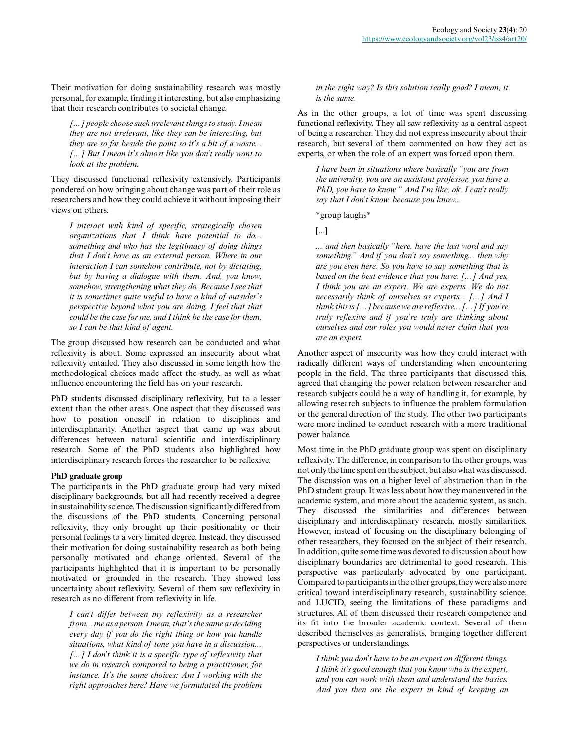Their motivation for doing sustainability research was mostly personal, for example, finding it interesting, but also emphasizing that their research contributes to societal change.

> *[…] people choose such irrelevant things to study. I mean they are not irrelevant, like they can be interesting, but they are so far beside the point so it's a bit of a waste... […] But I mean it's almost like you don't really want to look at the problem.*

They discussed functional reflexivity extensively. Participants pondered on how bringing about change was part of their role as researchers and how they could achieve it without imposing their views on others.

> *I interact with kind of specific, strategically chosen organizations that I think have potential to do... something and who has the legitimacy of doing things that I don't have as an external person. Where in our interaction I can somehow contribute, not by dictating, but by having a dialogue with them. And, you know, somehow, strengthening what they do. Because I see that it is sometimes quite useful to have a kind of outsider's perspective beyond what you are doing. I feel that that could be the case for me, and I think be the case for them, so I can be that kind of agent.*

The group discussed how research can be conducted and what reflexivity is about. Some expressed an insecurity about what reflexivity entailed. They also discussed in some length how the methodological choices made affect the study, as well as what influence encountering the field has on your research.

PhD students discussed disciplinary reflexivity, but to a lesser extent than the other areas. One aspect that they discussed was how to position oneself in relation to disciplines and interdisciplinarity. Another aspect that came up was about differences between natural scientific and interdisciplinary research. Some of the PhD students also highlighted how interdisciplinary research forces the researcher to be reflexive.

### PhD graduate group

The participants in the PhD graduate group had very mixed disciplinary backgrounds, but all had recently received a degree in sustainability science. The discussion significantly differed from the discussions of the PhD students. Concerning personal reflexivity, they only brought up their positionality or their personal feelings to a very limited degree. Instead, they discussed their motivation for doing sustainability research as both being personally motivated and change oriented. Several of the participants highlighted that it is important to be personally motivated or grounded in the research. They showed less uncertainty about reflexivity. Several of them saw reflexivity in research as no different from reflexivity in life.

> *I can't differ between my reflexivity as a researcher from... me as a person. I mean, that's the same as deciding every day if you do the right thing or how you handle situations, what kind of tone you have in a discussion... […] I don't think it is a specific type of reflexivity that we do in research compared to being a practitioner, for instance. It's the same choices: Am I working with the right approaches here? Have we formulated the problem in the right way? Is this solution really good? I mean, it is the same.*

As in the other groups, a lot of time was spent discussing functional reflexivity. They all saw reflexivity as a central aspect of being a researcher. They did not express insecurity about their research, but several of them commented on how they act as experts, or when the role of an expert was forced upon them.

> *I have been in situations where basically "you are from the university, you are an assistant professor, you have a PhD, you have to know." And I'm like, ok. I can't really say that I don't know, because you know...*
>
> *group laughs*
>
> […]
>
> *... and then basically "here, have the last word and say something." And if you don't say something... then why are you even here. So you have to say something that is based on the best evidence that you have. […] And yes, I think you are an expert. We are experts. We do not necessarily think of ourselves as experts... […] And I think this is […] because we are reflexive... […] If you're truly reflexive and if you're truly are thinking about ourselves and our roles you would never claim that you are an expert.*

Another aspect of insecurity was how they could interact with radically different ways of understanding when encountering people in the field. The three participants that discussed this, agreed that changing the power relation between researcher and research subjects could be a way of handling it, for example, by allowing research subjects to influence the problem formulation or the general direction of the study. The other two participants were more inclined to conduct research with a more traditional power balance.

Most time in the PhD graduate group was spent on disciplinary reflexivity. The difference, in comparison to the other groups, was not only the time spent on the subject, but also what was discussed. The discussion was on a higher level of abstraction than in the PhD student group. It was less about how they maneuvered in the academic system, and more about the academic system, as such. They discussed the similarities and differences between disciplinary and interdisciplinary research, mostly similarities. However, instead of focusing on the disciplinary belonging of other researchers, they focused on the subject of their research. In addition, quite some time was devoted to discussion about how disciplinary boundaries are detrimental to good research. This perspective was particularly advocated by one participant. Compared to participants in the other groups, they were also more critical toward interdisciplinary research, sustainability science, and LUCID, seeing the limitations of these paradigms and structures. All of them discussed their research competence and its fit into the broader academic context. Several of them described themselves as generalists, bringing together different perspectives or understandings.

> *I think you don't have to be an expert on different things. I think it's good enough that you know who is the expert, and you can work with them and understand the basics. And you then are the expert in kind of keeping an*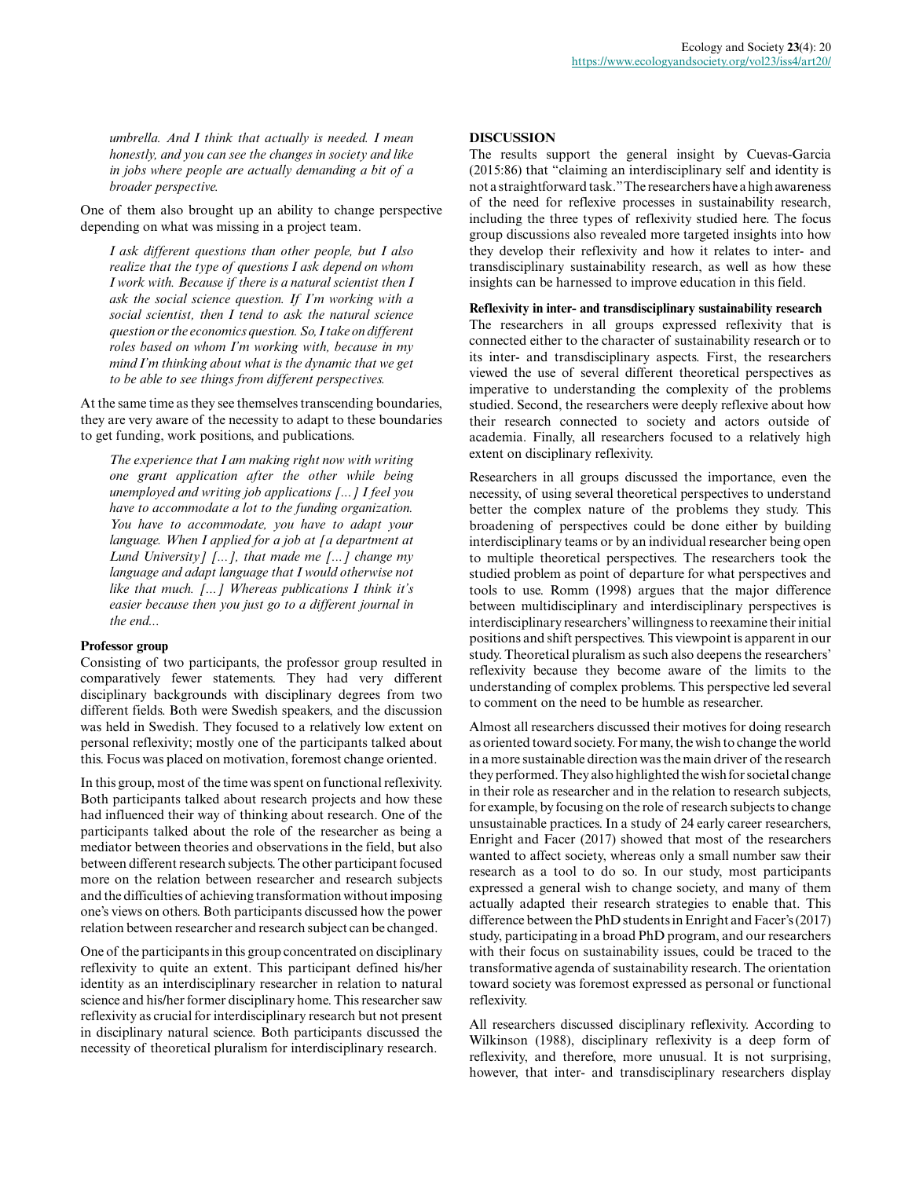*umbrella. And I think that actually is needed. I mean honestly, and you can see the changes in society and like in jobs where people are actually demanding a bit of a broader perspective.*

One of them also brought up an ability to change perspective depending on what was missing in a project team.

> *I ask different questions than other people, but I also realize that the type of questions I ask depend on whom I work with. Because if there is a natural scientist then I ask the social science question. If I'm working with a social scientist, then I tend to ask the natural science question or the economics question. So, I take on different roles based on whom I'm working with, because in my mind I'm thinking about what is the dynamic that we get to be able to see things from different perspectives.*

At the same time as they see themselves transcending boundaries, they are very aware of the necessity to adapt to these boundaries to get funding, work positions, and publications.

> *The experience that I am making right now with writing one grant application after the other while being unemployed and writing job applications [...] I feel you have to accommodate a lot to the funding organization. You have to accommodate, you have to adapt your language. When I applied for a job at [a department at Lund University] [...], that made me [...] change my language and adapt language that I would otherwise not like that much. [...] Whereas publications I think it's easier because then you just go to a different journal in the end...*

### Professor group

Consisting of two participants, the professor group resulted in comparatively fewer statements. They had very different disciplinary backgrounds with disciplinary degrees from two different fields. Both were Swedish speakers, and the discussion was held in Swedish. They focused to a relatively low extent on personal reflexivity; mostly one of the participants talked about this. Focus was placed on motivation, foremost change oriented.

In this group, most of the time was spent on functional reflexivity. Both participants talked about research projects and how these had influenced their way of thinking about research. One of the participants talked about the role of the researcher as being a mediator between theories and observations in the field, but also between different research subjects. The other participant focused more on the relation between researcher and research subjects and the difficulties of achieving transformation without imposing one's views on others. Both participants discussed how the power relation between researcher and research subject can be changed.

One of the participants in this group concentrated on disciplinary reflexivity to quite an extent. This participant defined his/her identity as an interdisciplinary researcher in relation to natural science and his/her former disciplinary home. This researcher saw reflexivity as crucial for interdisciplinary research but not present in disciplinary natural science. Both participants discussed the necessity of theoretical pluralism for interdisciplinary research.

## DISCUSSION

The results support the general insight by Cuevas-Garcia (2015:86) that "claiming an interdisciplinary self and identity is not a straightforward task." The researchers have a high awareness of the need for reflexive processes in sustainability research, including the three types of reflexivity studied here. The focus group discussions also revealed more targeted insights into how they develop their reflexivity and how it relates to inter- and transdisciplinary sustainability research, as well as how these insights can be harnessed to improve education in this field.

### Reflexivity in inter- and transdisciplinary sustainability research

The researchers in all groups expressed reflexivity that is connected either to the character of sustainability research or to its inter- and transdisciplinary aspects. First, the researchers viewed the use of several different theoretical perspectives as imperative to understanding the complexity of the problems studied. Second, the researchers were deeply reflexive about how their research connected to society and actors outside of academia. Finally, all researchers focused to a relatively high extent on disciplinary reflexivity.

Researchers in all groups discussed the importance, even the necessity, of using several theoretical perspectives to understand better the complex nature of the problems they study. This broadening of perspectives could be done either by building interdisciplinary teams or by an individual researcher being open to multiple theoretical perspectives. The researchers took the studied problem as point of departure for what perspectives and tools to use. Romm (1998) argues that the major difference between multidisciplinary and interdisciplinary perspectives is interdisciplinary researchers' willingness to reexamine their initial positions and shift perspectives. This viewpoint is apparent in our study. Theoretical pluralism as such also deepens the researchers' reflexivity because they become aware of the limits to the understanding of complex problems. This perspective led several to comment on the need to be humble as researcher.

Almost all researchers discussed their motives for doing research as oriented toward society. For many, the wish to change the world in a more sustainable direction was the main driver of the research they performed. They also highlighted the wish for societal change in their role as researcher and in the relation to research subjects, for example, by focusing on the role of research subjects to change unsustainable practices. In a study of 24 early career researchers, Enright and Facer (2017) showed that most of the researchers wanted to affect society, whereas only a small number saw their research as a tool to do so. In our study, most participants expressed a general wish to change society, and many of them actually adapted their research strategies to enable that. This difference between the PhD students in Enright and Facer's (2017) study, participating in a broad PhD program, and our researchers with their focus on sustainability issues, could be traced to the transformative agenda of sustainability research. The orientation toward society was foremost expressed as personal or functional reflexivity.

All researchers discussed disciplinary reflexivity. According to Wilkinson (1988), disciplinary reflexivity is a deep form of reflexivity, and therefore, more unusual. It is not surprising, however, that inter- and transdisciplinary researchers display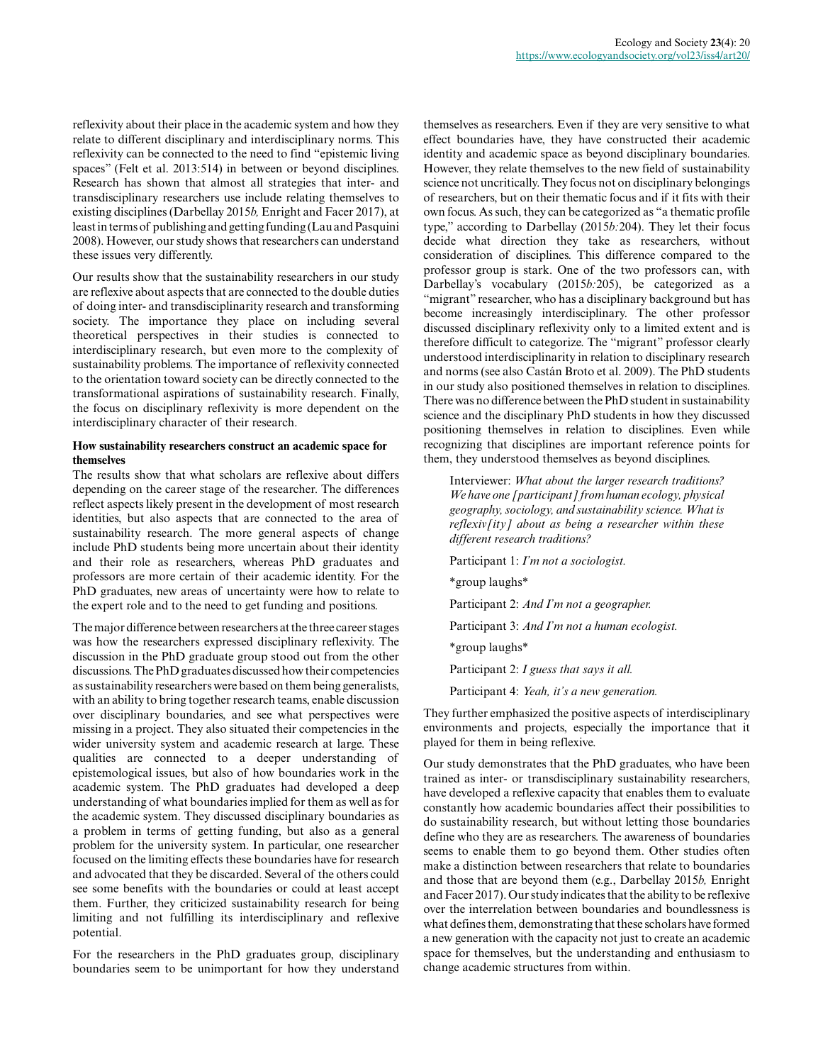reflexivity about their place in the academic system and how they relate to different disciplinary and interdisciplinary norms. This reflexivity can be connected to the need to find "epistemic living spaces" (Felt et al. 2013:514) in between or beyond disciplines. Research has shown that almost all strategies that inter- and transdisciplinary researchers use include relating themselves to existing disciplines (Darbellay 2015*b,* Enright and Facer 2017), at least in terms of publishing and getting funding (Lau and Pasquini 2008). However, our study shows that researchers can understand these issues very differently.

Our results show that the sustainability researchers in our study are reflexive about aspects that are connected to the double duties of doing inter- and transdisciplinarity research and transforming society. The importance they place on including several theoretical perspectives in their studies is connected to interdisciplinary research, but even more to the complexity of sustainability problems. The importance of reflexivity connected to the orientation toward society can be directly connected to the transformational aspirations of sustainability research. Finally, the focus on disciplinary reflexivity is more dependent on the interdisciplinary character of their research.

### How sustainability researchers construct an academic space for themselves

The results show that what scholars are reflexive about differs depending on the career stage of the researcher. The differences reflect aspects likely present in the development of most research identities, but also aspects that are connected to the area of sustainability research. The more general aspects of change include PhD students being more uncertain about their identity and their role as researchers, whereas PhD graduates and professors are more certain of their academic identity. For the PhD graduates, new areas of uncertainty were how to relate to the expert role and to the need to get funding and positions.

The major difference between researchers at the three career stages was how the researchers expressed disciplinary reflexivity. The discussion in the PhD graduate group stood out from the other discussions. The PhD graduates discussed how their competencies as sustainability researchers were based on them being generalists, with an ability to bring together research teams, enable discussion over disciplinary boundaries, and see what perspectives were missing in a project. They also situated their competencies in the wider university system and academic research at large. These qualities are connected to a deeper understanding of epistemological issues, but also of how boundaries work in the academic system. The PhD graduates had developed a deep understanding of what boundaries implied for them as well as for the academic system. They discussed disciplinary boundaries as a problem in terms of getting funding, but also as a general problem for the university system. In particular, one researcher focused on the limiting effects these boundaries have for research and advocated that they be discarded. Several of the others could see some benefits with the boundaries or could at least accept them. Further, they criticized sustainability research for being limiting and not fulfilling its interdisciplinary and reflexive potential.

For the researchers in the PhD graduates group, disciplinary boundaries seem to be unimportant for how they understand themselves as researchers. Even if they are very sensitive to what effect boundaries have, they have constructed their academic identity and academic space as beyond disciplinary boundaries. However, they relate themselves to the new field of sustainability science not uncritically. They focus not on disciplinary belongings of researchers, but on their thematic focus and if it fits with their own focus. As such, they can be categorized as "a thematic profile type," according to Darbellay (2015*b:*204). They let their focus decide what direction they take as researchers, without consideration of disciplines. This difference compared to the professor group is stark. One of the two professors can, with Darbellay's vocabulary (2015*b:*205), be categorized as a "migrant" researcher, who has a disciplinary background but has become increasingly interdisciplinary. The other professor discussed disciplinary reflexivity only to a limited extent and is therefore difficult to categorize. The "migrant" professor clearly understood interdisciplinarity in relation to disciplinary research and norms (see also Castán Broto et al. 2009). The PhD students in our study also positioned themselves in relation to disciplines. There was no difference between the PhD student in sustainability science and the disciplinary PhD students in how they discussed positioning themselves in relation to disciplines. Even while recognizing that disciplines are important reference points for them, they understood themselves as beyond disciplines.

> Interviewer: *What about the larger research traditions? We have one [participant] from human ecology, physical geography, sociology, and sustainability science. What is reflexiv[ity] about as being a researcher within these different research traditions?*
>
> Participant 1: *I'm not a sociologist.*
>
> *group laughs*
>
> Participant 2: *And I'm not a geographer.*
>
> Participant 3: *And I'm not a human ecologist.*
>
> *group laughs*
>
> Participant 2: *I guess that says it all.*
>
> Participant 4: *Yeah, it's a new generation.*

They further emphasized the positive aspects of interdisciplinary environments and projects, especially the importance that it played for them in being reflexive.

Our study demonstrates that the PhD graduates, who have been trained as inter- or transdisciplinary sustainability researchers, have developed a reflexive capacity that enables them to evaluate constantly how academic boundaries affect their possibilities to do sustainability research, but without letting those boundaries define who they are as researchers. The awareness of boundaries seems to enable them to go beyond them. Other studies often make a distinction between researchers that relate to boundaries and those that are beyond them (e.g., Darbellay 2015*b,* Enright and Facer 2017). Our study indicates that the ability to be reflexive over the interrelation between boundaries and boundlessness is what defines them, demonstrating that these scholars have formed a new generation with the capacity not just to create an academic space for themselves, but the understanding and enthusiasm to change academic structures from within.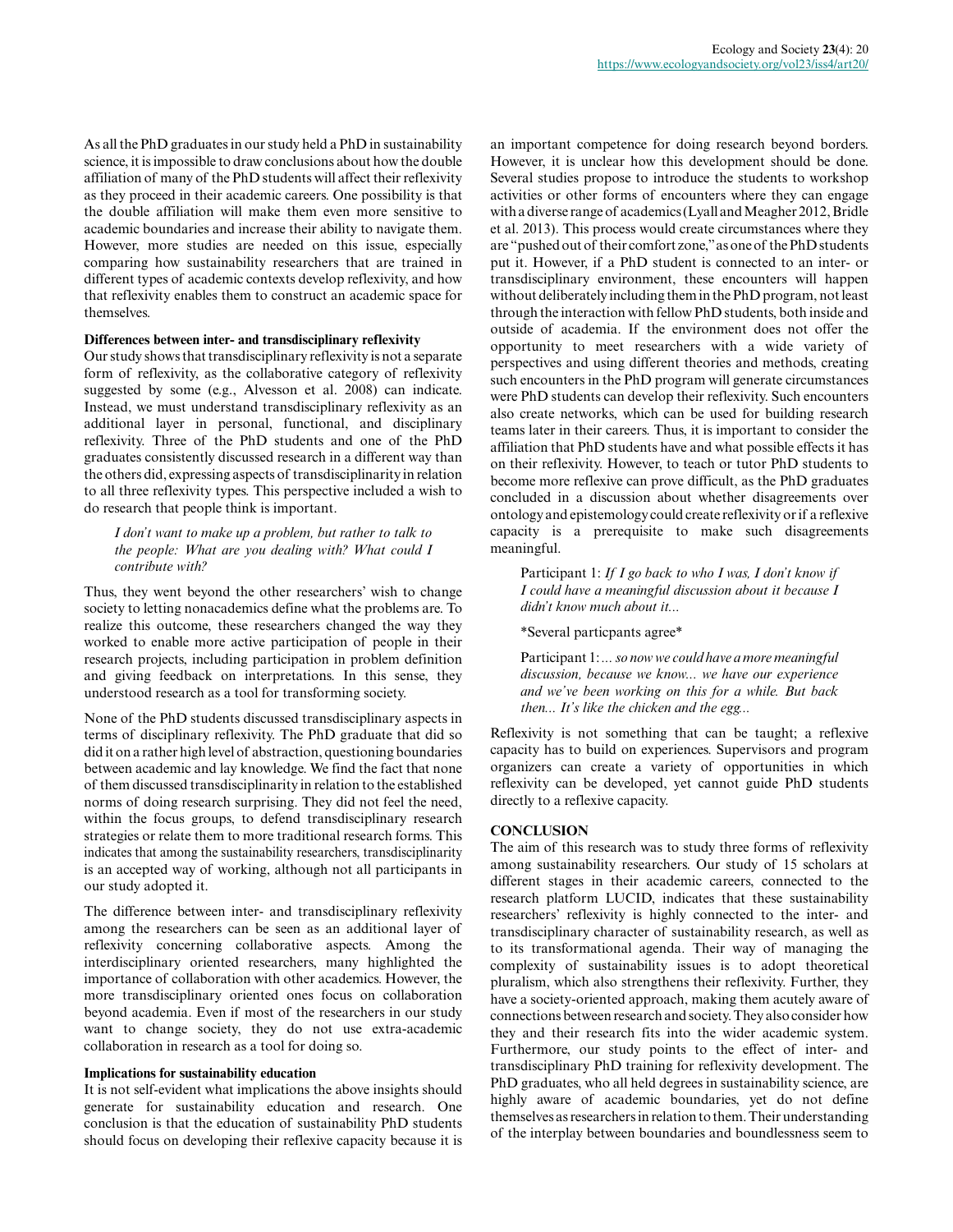As all the PhD graduates in our study held a PhD in sustainability science, it is impossible to draw conclusions about how the double affiliation of many of the PhD students will affect their reflexivity as they proceed in their academic careers. One possibility is that the double affiliation will make them even more sensitive to academic boundaries and increase their ability to navigate them. However, more studies are needed on this issue, especially comparing how sustainability researchers that are trained in different types of academic contexts develop reflexivity, and how that reflexivity enables them to construct an academic space for themselves.

### Differences between inter- and transdisciplinary reflexivity

Our study shows that transdisciplinary reflexivity is not a separate form of reflexivity, as the collaborative category of reflexivity suggested by some (e.g., Alvesson et al. 2008) can indicate. Instead, we must understand transdisciplinary reflexivity as an additional layer in personal, functional, and disciplinary reflexivity. Three of the PhD students and one of the PhD graduates consistently discussed research in a different way than the others did, expressing aspects of transdisciplinarity in relation to all three reflexivity types. This perspective included a wish to do research that people think is important.

> *I don't want to make up a problem, but rather to talk to the people: What are you dealing with? What could I contribute with?*

Thus, they went beyond the other researchers' wish to change society to letting nonacademics define what the problems are. To realize this outcome, these researchers changed the way they worked to enable more active participation of people in their research projects, including participation in problem definition and giving feedback on interpretations. In this sense, they understood research as a tool for transforming society.

None of the PhD students discussed transdisciplinary aspects in terms of disciplinary reflexivity. The PhD graduate that did so did it on a rather high level of abstraction, questioning boundaries between academic and lay knowledge. We find the fact that none of them discussed transdisciplinarity in relation to the established norms of doing research surprising. They did not feel the need, within the focus groups, to defend transdisciplinary research strategies or relate them to more traditional research forms. This indicates that among the sustainability researchers, transdisciplinarity is an accepted way of working, although not all participants in our study adopted it.

The difference between inter- and transdisciplinary reflexivity among the researchers can be seen as an additional layer of reflexivity concerning collaborative aspects. Among the interdisciplinary oriented researchers, many highlighted the importance of collaboration with other academics. However, the more transdisciplinary oriented ones focus on collaboration beyond academia. Even if most of the researchers in our study want to change society, they do not use extra-academic collaboration in research as a tool for doing so.

### Implications for sustainability education

It is not self-evident what implications the above insights should generate for sustainability education and research. One conclusion is that the education of sustainability PhD students should focus on developing their reflexive capacity because it is an important competence for doing research beyond borders. However, it is unclear how this development should be done. Several studies propose to introduce the students to workshop activities or other forms of encounters where they can engage with a diverse range of academics (Lyall and Meagher 2012, Bridle et al. 2013). This process would create circumstances where they are "pushed out of their comfort zone," as one of the PhD students put it. However, if a PhD student is connected to an inter- or transdisciplinary environment, these encounters will happen without deliberately including them in the PhD program, not least through the interaction with fellow PhD students, both inside and outside of academia. If the environment does not offer the opportunity to meet researchers with a wide variety of perspectives and using different theories and methods, creating such encounters in the PhD program will generate circumstances were PhD students can develop their reflexivity. Such encounters also create networks, which can be used for building research teams later in their careers. Thus, it is important to consider the affiliation that PhD students have and what possible effects it has on their reflexivity. However, to teach or tutor PhD students to become more reflexive can prove difficult, as the PhD graduates concluded in a discussion about whether disagreements over ontology and epistemology could create reflexivity or if a reflexive capacity is a prerequisite to make such disagreements meaningful.

> Participant 1: *If I go back to who I was, I don't know if I could have a meaningful discussion about it because I didn't know much about it...*
>
> \*Several particpants agree\*
>
> Participant 1: *... so now we could have a more meaningful discussion, because we know... we have our experience and we've been working on this for a while. But back then... It's like the chicken and the egg...*

Reflexivity is not something that can be taught; a reflexive capacity has to build on experiences. Supervisors and program organizers can create a variety of opportunities in which reflexivity can be developed, yet cannot guide PhD students directly to a reflexive capacity.

## CONCLUSION

The aim of this research was to study three forms of reflexivity among sustainability researchers. Our study of 15 scholars at different stages in their academic careers, connected to the research platform LUCID, indicates that these sustainability researchers' reflexivity is highly connected to the inter- and transdisciplinary character of sustainability research, as well as to its transformational agenda. Their way of managing the complexity of sustainability issues is to adopt theoretical pluralism, which also strengthens their reflexivity. Further, they have a society-oriented approach, making them acutely aware of connections between research and society. They also consider how they and their research fits into the wider academic system. Furthermore, our study points to the effect of inter- and transdisciplinary PhD training for reflexivity development. The PhD graduates, who all held degrees in sustainability science, are highly aware of academic boundaries, yet do not define themselves as researchers in relation to them. Their understanding of the interplay between boundaries and boundlessness seem to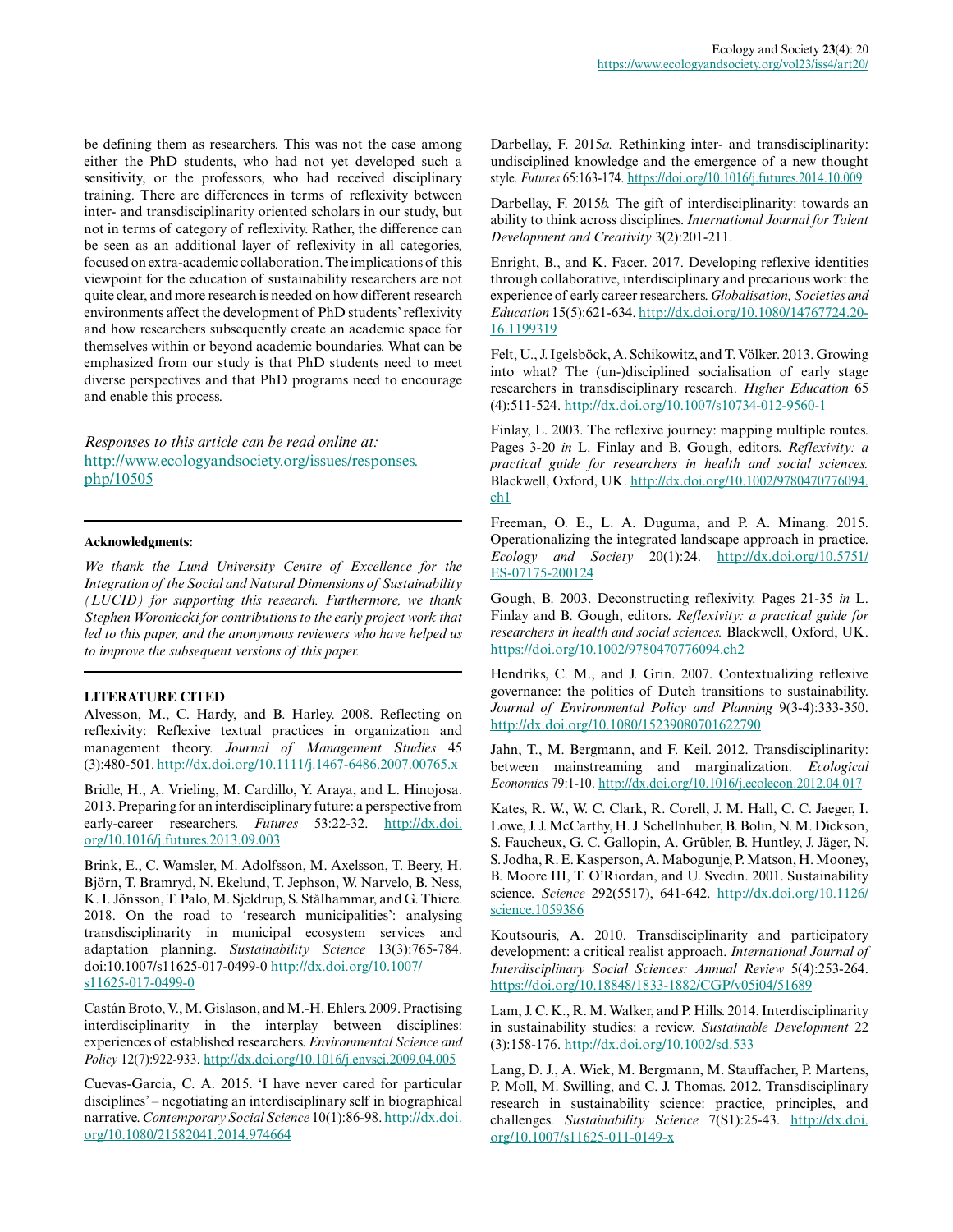be defining them as researchers. This was not the case among either the PhD students, who had not yet developed such a sensitivity, or the professors, who had received disciplinary training. There are differences in terms of reflexivity between inter- and transdisciplinarity oriented scholars in our study, but not in terms of category of reflexivity. Rather, the difference can be seen as an additional layer of reflexivity in all categories, focused on extra-academic collaboration. The implications of this viewpoint for the education of sustainability researchers are not quite clear, and more research is needed on how different research environments affect the development of PhD students' reflexivity and how researchers subsequently create an academic space for themselves within or beyond academic boundaries. What can be emphasized from our study is that PhD students need to meet diverse perspectives and that PhD programs need to encourage and enable this process.

*Responses to this article can be read online at:*
http://www.ecologyandsociety.org/issues/responses.php/10505

---

**Acknowledgments:**

*We thank the Lund University Centre of Excellence for the Integration of the Social and Natural Dimensions of Sustainability (LUCID) for supporting this research. Furthermore, we thank Stephen Woroniecki for contributions to the early project work that led to this paper, and the anonymous reviewers who have helped us to improve the subsequent versions of this paper.*

---

## LITERATURE CITED

Alvesson, M., C. Hardy, and B. Harley. 2008. Reflecting on reflexivity: Reflexive textual practices in organization and management theory. *Journal of Management Studies* 45 (3):480-501. http://dx.doi.org/10.1111/j.1467-6486.2007.00765.x

Bridle, H., A. Vrieling, M. Cardillo, Y. Araya, and L. Hinojosa. 2013. Preparing for an interdisciplinary future: a perspective from early-career researchers. *Futures* 53:22-32. http://dx.doi.org/10.1016/j.futures.2013.09.003

Brink, E., C. Wamsler, M. Adolfsson, M. Axelsson, T. Beery, H. Björn, T. Bramryd, N. Ekelund, T. Jephson, W. Narvelo, B. Ness, K. I. Jönsson, T. Palo, M. Sjeldrup, S. Stålhammar, and G. Thiere. 2018. On the road to 'research municipalities': analysing transdisciplinarity in municipal ecosystem services and adaptation planning. *Sustainability Science* 13(3):765-784. doi:10.1007/s11625-017-0499-0 http://dx.doi.org/10.1007/s11625-017-0499-0

Castán Broto, V., M. Gislason, and M.-H. Ehlers. 2009. Practising interdisciplinarity in the interplay between disciplines: experiences of established researchers. *Environmental Science and Policy* 12(7):922-933. http://dx.doi.org/10.1016/j.envsci.2009.04.005

Cuevas-Garcia, C. A. 2015. 'I have never cared for particular disciplines' – negotiating an interdisciplinary self in biographical narrative. *Contemporary Social Science* 10(1):86-98. http://dx.doi.org/10.1080/21582041.2014.974664

Darbellay, F. 2015*a*. Rethinking inter- and transdisciplinarity: undisciplined knowledge and the emergence of a new thought style. *Futures* 65:163-174. https://doi.org/10.1016/j.futures.2014.10.009

Darbellay, F. 2015*b*. The gift of interdisciplinarity: towards an ability to think across disciplines. *International Journal for Talent Development and Creativity* 3(2):201-211.

Enright, B., and K. Facer. 2017. Developing reflexive identities through collaborative, interdisciplinary and precarious work: the experience of early career researchers. *Globalisation, Societies and Education* 15(5):621-634. http://dx.doi.org/10.1080/14767724.2016.1199319

Felt, U., J. Igelsböck, A. Schikowitz, and T. Völker. 2013. Growing into what? The (un-)disciplined socialisation of early stage researchers in transdisciplinary research. *Higher Education* 65 (4):511-524. http://dx.doi.org/10.1007/s10734-012-9560-1

Finlay, L. 2003. The reflexive journey: mapping multiple routes. Pages 3-20 *in* L. Finlay and B. Gough, editors. *Reflexivity: a practical guide for researchers in health and social sciences.* Blackwell, Oxford, UK. http://dx.doi.org/10.1002/9780470776094.ch1

Freeman, O. E., L. A. Duguma, and P. A. Minang. 2015. Operationalizing the integrated landscape approach in practice. *Ecology and Society* 20(1):24. http://dx.doi.org/10.5751/ES-07175-200124

Gough, B. 2003. Deconstructing reflexivity. Pages 21-35 *in* L. Finlay and B. Gough, editors. *Reflexivity: a practical guide for researchers in health and social sciences.* Blackwell, Oxford, UK. https://doi.org/10.1002/9780470776094.ch2

Hendriks, C. M., and J. Grin. 2007. Contextualizing reflexive governance: the politics of Dutch transitions to sustainability. *Journal of Environmental Policy and Planning* 9(3-4):333-350. http://dx.doi.org/10.1080/15239080701622790

Jahn, T., M. Bergmann, and F. Keil. 2012. Transdisciplinarity: between mainstreaming and marginalization. *Ecological Economics* 79:1-10. http://dx.doi.org/10.1016/j.ecolecon.2012.04.017

Kates, R. W., W. C. Clark, R. Corell, J. M. Hall, C. C. Jaeger, I. Lowe, J. J. McCarthy, H. J. Schellnhuber, B. Bolin, N. M. Dickson, S. Faucheux, G. C. Gallopin, A. Grübler, B. Huntley, J. Jäger, N. S. Jodha, R. E. Kasperson, A. Mabogunje, P. Matson, H. Mooney, B. Moore III, T. O'Riordan, and U. Svedin. 2001. Sustainability science. *Science* 292(5517), 641-642. http://dx.doi.org/10.1126/science.1059386

Koutsouris, A. 2010. Transdisciplinarity and participatory development: a critical realist approach. *International Journal of Interdisciplinary Social Sciences: Annual Review* 5(4):253-264. https://doi.org/10.18848/1833-1882/CGP/v05i04/51689

Lam, J. C. K., R. M. Walker, and P. Hills. 2014. Interdisciplinarity in sustainability studies: a review. *Sustainable Development* 22 (3):158-176. http://dx.doi.org/10.1002/sd.533

Lang, D. J., A. Wiek, M. Bergmann, M. Stauffacher, P. Martens, P. Moll, M. Swilling, and C. J. Thomas. 2012. Transdisciplinary research in sustainability science: practice, principles, and challenges. *Sustainability Science* 7(S1):25-43. http://dx.doi.org/10.1007/s11625-011-0149-x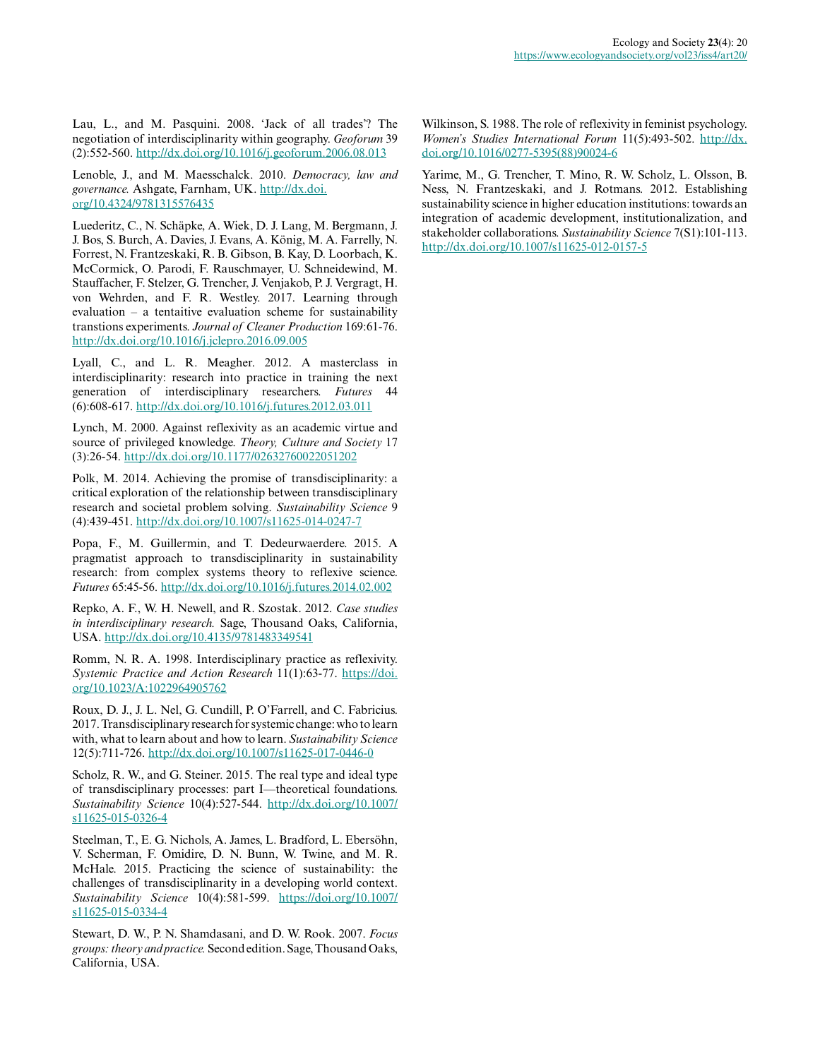Lau, L., and M. Pasquini. 2008. 'Jack of all trades'? The negotiation of interdisciplinarity within geography. *Geoforum* 39 (2):552-560. http://dx.doi.org/10.1016/j.geoforum.2006.08.013

Lenoble, J., and M. Maesschalck. 2010. *Democracy, law and governance.* Ashgate, Farnham, UK. http://dx.doi.org/10.4324/9781315576435

Luederitz, C., N. Schäpke, A. Wiek, D. J. Lang, M. Bergmann, J. J. Bos, S. Burch, A. Davies, J. Evans, A. König, M. A. Farrelly, N. Forrest, N. Frantzeskaki, R. B. Gibson, B. Kay, D. Loorbach, K. McCormick, O. Parodi, F. Rauschmayer, U. Schneidewind, M. Stauffacher, F. Stelzer, G. Trencher, J. Venjakob, P. J. Vergragt, H. von Wehrden, and F. R. Westley. 2017. Learning through evaluation – a tentaitive evaluation scheme for sustainability transtions experiments. *Journal of Cleaner Production* 169:61-76. http://dx.doi.org/10.1016/j.jclepro.2016.09.005

Lyall, C., and L. R. Meagher. 2012. A masterclass in interdisciplinarity: research into practice in training the next generation of interdisciplinary researchers. *Futures* 44 (6):608-617. http://dx.doi.org/10.1016/j.futures.2012.03.011

Lynch, M. 2000. Against reflexivity as an academic virtue and source of privileged knowledge. *Theory, Culture and Society* 17 (3):26-54. http://dx.doi.org/10.1177/02632760022051202

Polk, M. 2014. Achieving the promise of transdisciplinarity: a critical exploration of the relationship between transdisciplinary research and societal problem solving. *Sustainability Science* 9 (4):439-451. http://dx.doi.org/10.1007/s11625-014-0247-7

Popa, F., M. Guillermin, and T. Dedeurwaerdere. 2015. A pragmatist approach to transdisciplinarity in sustainability research: from complex systems theory to reflexive science. *Futures* 65:45-56. http://dx.doi.org/10.1016/j.futures.2014.02.002

Repko, A. F., W. H. Newell, and R. Szostak. 2012. *Case studies in interdisciplinary research.* Sage, Thousand Oaks, California, USA. http://dx.doi.org/10.4135/9781483349541

Romm, N. R. A. 1998. Interdisciplinary practice as reflexivity. *Systemic Practice and Action Research* 11(1):63-77. https://doi.org/10.1023/A:1022964905762

Roux, D. J., J. L. Nel, G. Cundill, P. O'Farrell, and C. Fabricius. 2017. Transdisciplinary research for systemic change: who to learn with, what to learn about and how to learn. *Sustainability Science* 12(5):711-726. http://dx.doi.org/10.1007/s11625-017-0446-0

Scholz, R. W., and G. Steiner. 2015. The real type and ideal type of transdisciplinary processes: part I—theoretical foundations. *Sustainability Science* 10(4):527-544. http://dx.doi.org/10.1007/s11625-015-0326-4

Steelman, T., E. G. Nichols, A. James, L. Bradford, L. Ebersöhn, V. Scherman, F. Omidire, D. N. Bunn, W. Twine, and M. R. McHale. 2015. Practicing the science of sustainability: the challenges of transdisciplinarity in a developing world context. *Sustainability Science* 10(4):581-599. https://doi.org/10.1007/s11625-015-0334-4

Stewart, D. W., P. N. Shamdasani, and D. W. Rook. 2007. *Focus groups: theory and practice.* Second edition. Sage, Thousand Oaks, California, USA.

Wilkinson, S. 1988. The role of reflexivity in feminist psychology. *Women's Studies International Forum* 11(5):493-502. http://dx.doi.org/10.1016/0277-5395(88)90024-6

Yarime, M., G. Trencher, T. Mino, R. W. Scholz, L. Olsson, B. Ness, N. Frantzeskaki, and J. Rotmans. 2012. Establishing sustainability science in higher education institutions: towards an integration of academic development, institutionalization, and stakeholder collaborations. *Sustainability Science* 7(S1):101-113. http://dx.doi.org/10.1007/s11625-012-0157-5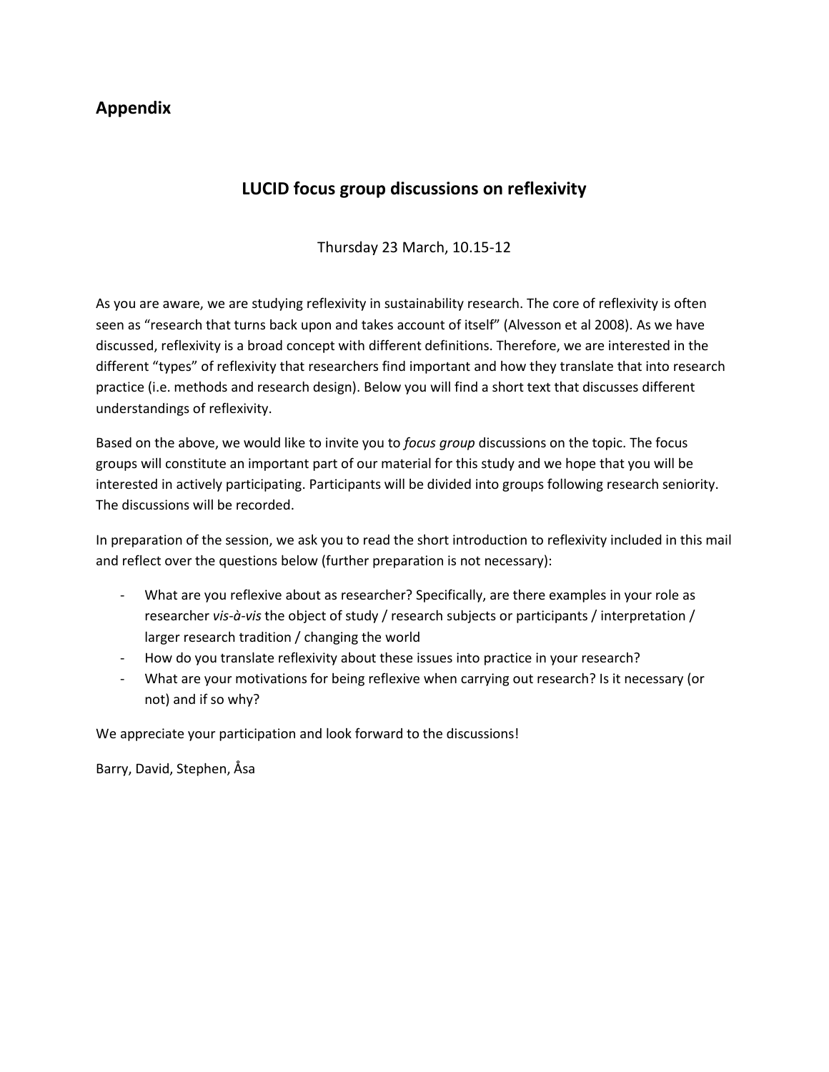## Appendix

### LUCID focus group discussions on reflexivity

Thursday 23 March, 10.15-12

As you are aware, we are studying reflexivity in sustainability research. The core of reflexivity is often seen as "research that turns back upon and takes account of itself" (Alvesson et al 2008). As we have discussed, reflexivity is a broad concept with different definitions. Therefore, we are interested in the different "types" of reflexivity that researchers find important and how they translate that into research practice (i.e. methods and research design). Below you will find a short text that discusses different understandings of reflexivity.

Based on the above, we would like to invite you to *focus group* discussions on the topic. The focus groups will constitute an important part of our material for this study and we hope that you will be interested in actively participating. Participants will be divided into groups following research seniority. The discussions will be recorded.

In preparation of the session, we ask you to read the short introduction to reflexivity included in this mail and reflect over the questions below (further preparation is not necessary):

- What are you reflexive about as researcher? Specifically, are there examples in your role as researcher *vis-à-vis* the object of study / research subjects or participants / interpretation / larger research tradition / changing the world
- How do you translate reflexivity about these issues into practice in your research?
- What are your motivations for being reflexive when carrying out research? Is it necessary (or not) and if so why?

We appreciate your participation and look forward to the discussions!

Barry, David, Stephen, Åsa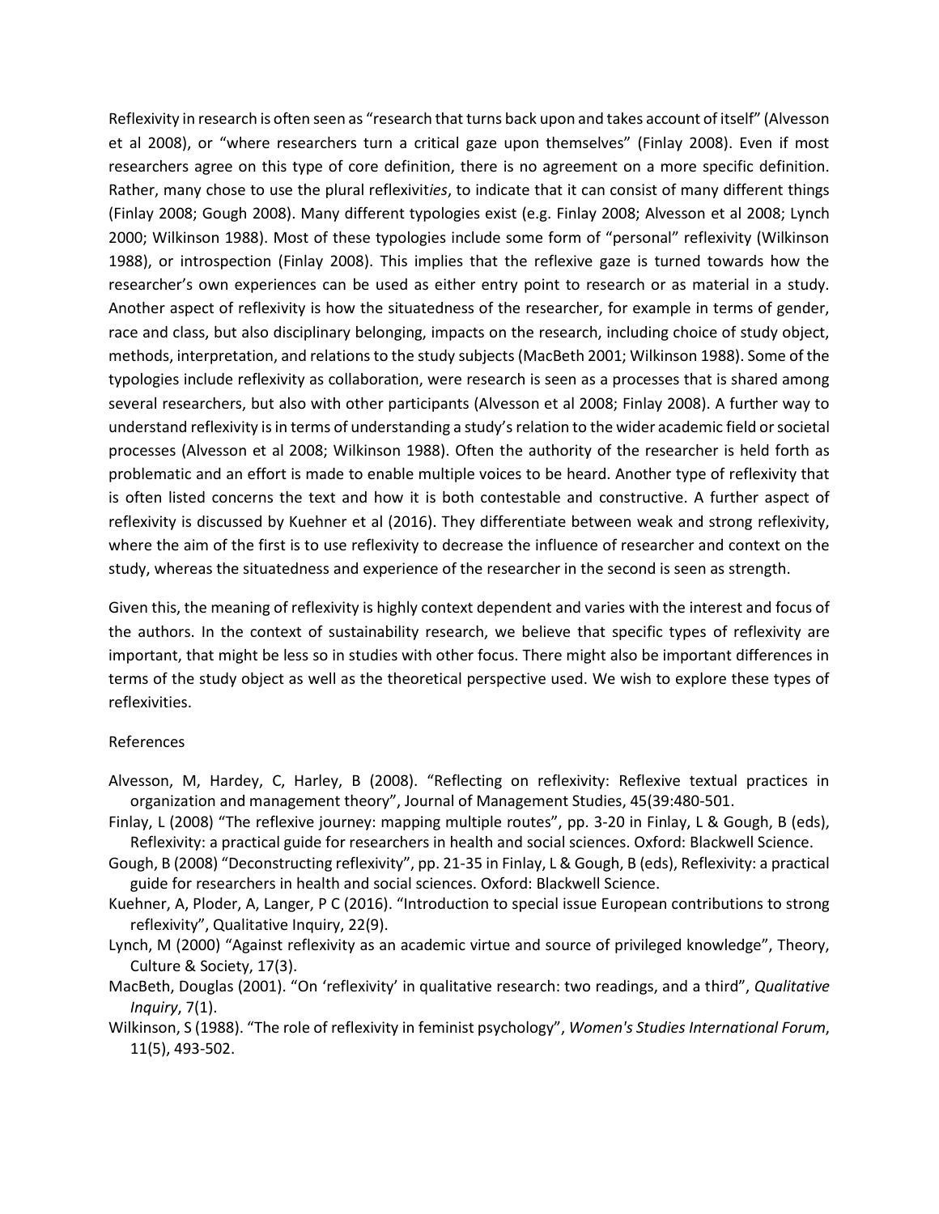Reflexivity in research is often seen as "research that turns back upon and takes account of itself" (Alvesson et al 2008), or "where researchers turn a critical gaze upon themselves" (Finlay 2008). Even if most researchers agree on this type of core definition, there is no agreement on a more specific definition. Rather, many chose to use the plural reflexivit*ies*, to indicate that it can consist of many different things (Finlay 2008; Gough 2008). Many different typologies exist (e.g. Finlay 2008; Alvesson et al 2008; Lynch 2000; Wilkinson 1988). Most of these typologies include some form of "personal" reflexivity (Wilkinson 1988), or introspection (Finlay 2008). This implies that the reflexive gaze is turned towards how the researcher's own experiences can be used as either entry point to research or as material in a study. Another aspect of reflexivity is how the situatedness of the researcher, for example in terms of gender, race and class, but also disciplinary belonging, impacts on the research, including choice of study object, methods, interpretation, and relations to the study subjects (MacBeth 2001; Wilkinson 1988). Some of the typologies include reflexivity as collaboration, were research is seen as a processes that is shared among several researchers, but also with other participants (Alvesson et al 2008; Finlay 2008). A further way to understand reflexivity is in terms of understanding a study's relation to the wider academic field or societal processes (Alvesson et al 2008; Wilkinson 1988). Often the authority of the researcher is held forth as problematic and an effort is made to enable multiple voices to be heard. Another type of reflexivity that is often listed concerns the text and how it is both contestable and constructive. A further aspect of reflexivity is discussed by Kuehner et al (2016). They differentiate between weak and strong reflexivity, where the aim of the first is to use reflexivity to decrease the influence of researcher and context on the study, whereas the situatedness and experience of the researcher in the second is seen as strength.

Given this, the meaning of reflexivity is highly context dependent and varies with the interest and focus of the authors. In the context of sustainability research, we believe that specific types of reflexivity are important, that might be less so in studies with other focus. There might also be important differences in terms of the study object as well as the theoretical perspective used. We wish to explore these types of reflexivities.

References

Alvesson, M, Hardey, C, Harley, B (2008). "Reflecting on reflexivity: Reflexive textual practices in organization and management theory", Journal of Management Studies, 45(39:480-501.

Finlay, L (2008) "The reflexive journey: mapping multiple routes", pp. 3-20 in Finlay, L & Gough, B (eds), Reflexivity: a practical guide for researchers in health and social sciences. Oxford: Blackwell Science.

Gough, B (2008) "Deconstructing reflexivity", pp. 21-35 in Finlay, L & Gough, B (eds), Reflexivity: a practical guide for researchers in health and social sciences. Oxford: Blackwell Science.

Kuehner, A, Ploder, A, Langer, P C (2016). "Introduction to special issue European contributions to strong reflexivity", Qualitative Inquiry, 22(9).

Lynch, M (2000) "Against reflexivity as an academic virtue and source of privileged knowledge", Theory, Culture & Society, 17(3).

MacBeth, Douglas (2001). "On 'reflexivity' in qualitative research: two readings, and a third", *Qualitative Inquiry*, 7(1).

Wilkinson, S (1988). "The role of reflexivity in feminist psychology", *Women's Studies International Forum*, 11(5), 493-502.